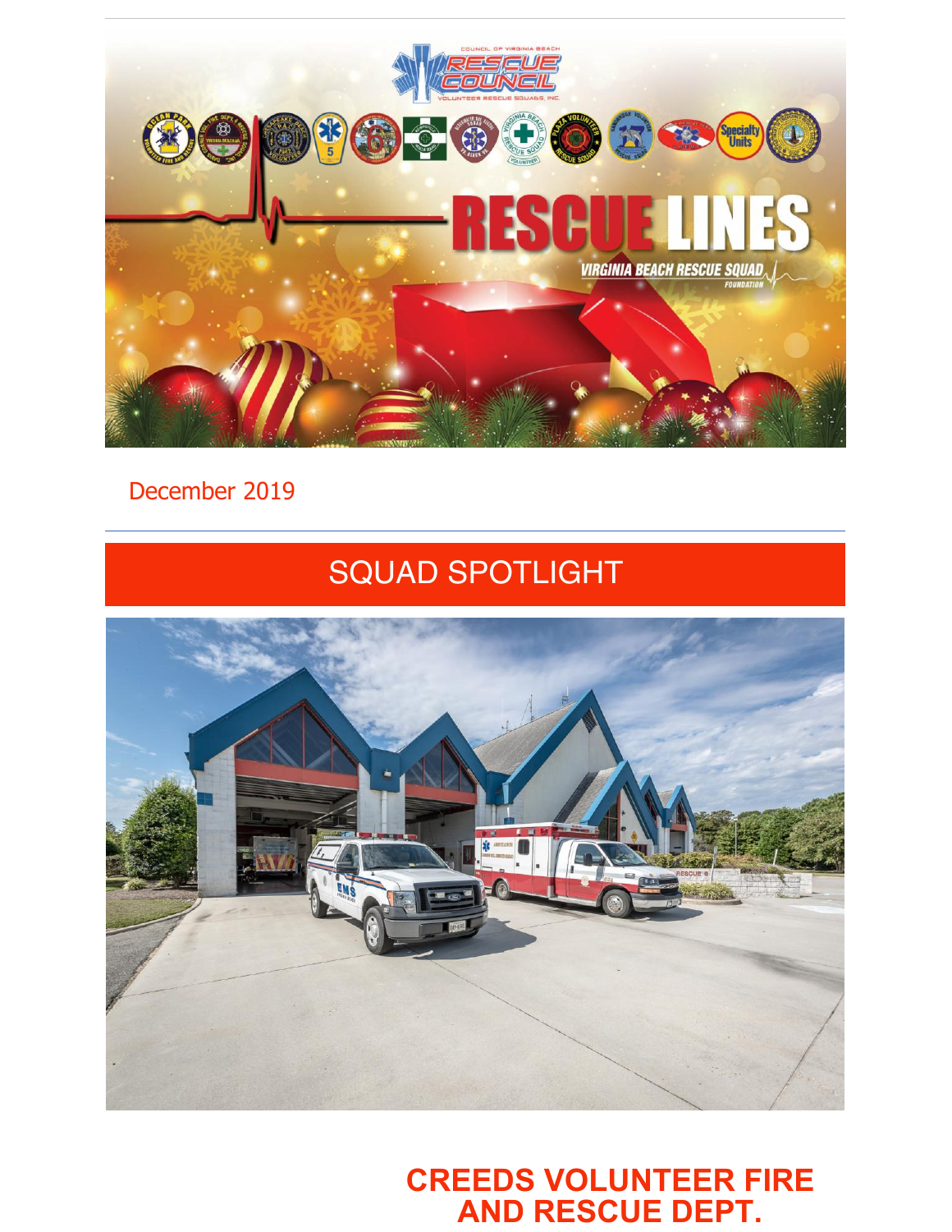December 2019

## SQUAD SPOTLIGHT

## CREEDS VOLUNTEER FIRE AND RESCUE DEPT.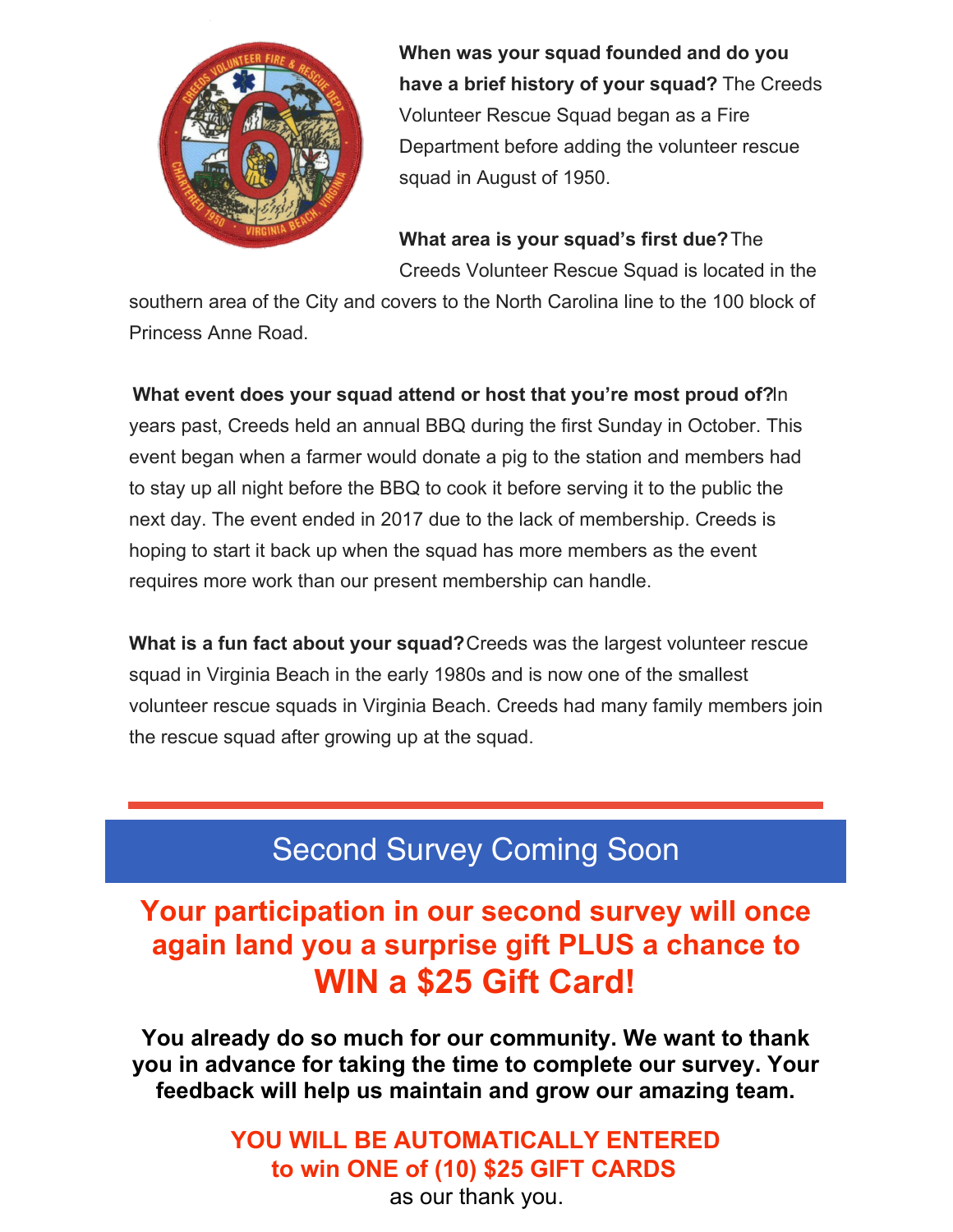**When was your squad founded and do you have a brief history of your squad?** The Creeds Volunteer Rescue Squad began as a Fire Department before adding the volunteer rescue squad in August of 1950.

**What area is your squad's first due?** The Creeds Volunteer Rescue Squad is located in the southern area of the City and covers to the North Carolina line to the 100 block of Princess Anne Road.

**What event does your squad attend or host that you're most proud of?** In years past, Creeds held an annual BBQ during the first Sunday in October. This event began when a farmer would donate a pig to the station and members had to stay up all night before the BBQ to cook it before serving it to the public the next day. The event ended in 2017 due to the lack of membership. Creeds is hoping to start it back up when the squad has more members as the event requires more work than our present membership can handle.

**What is a fun fact about your squad?** Creeds was the largest volunteer rescue squad in Virginia Beach in the early 1980s and is now one of the smallest volunteer rescue squads in Virginia Beach. Creeds had many family members join the rescue squad after growing up at the squad.

## Second Survey Coming Soon

**Your participation in our second survey will once again land you a surprise gift PLUS a chance to WIN a $25 Gift Card!**

**You already do so much for our community. We want to thank you in advance for taking the time to complete our survey. Your feedback will help us maintain and grow our amazing team.**

**YOU WILL BE AUTOMATICALLY ENTERED to win ONE of (10) $25 GIFT CARDS** as our thank you.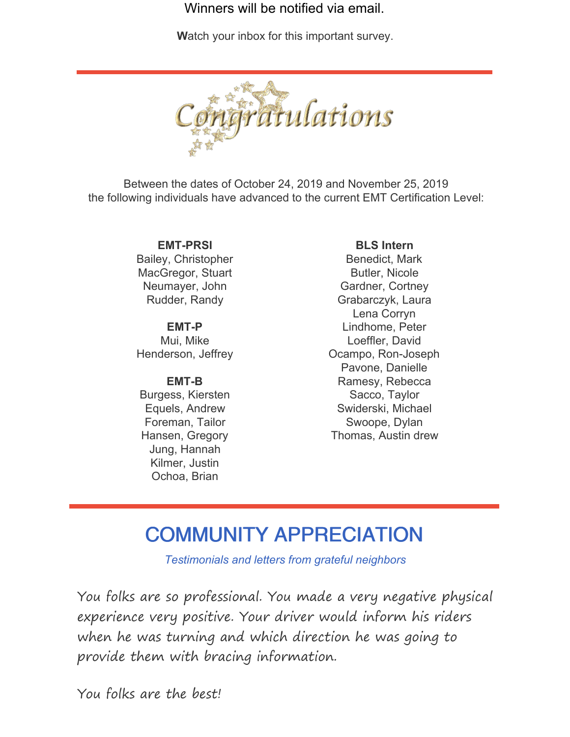Winners will be notified via email.

**W**atch your inbox for this important survey.

---

# Congratulations

Between the dates of October 24, 2019 and November 25, 2019
the following individuals have advanced to the current EMT Certification Level:

**EMT-PRSI**
Bailey, Christopher
MacGregor, Stuart
Neumayer, John
Rudder, Randy

**EMT-P**
Mui, Mike
Henderson, Jeffrey

**EMT-B**
Burgess, Kiersten
Equels, Andrew
Foreman, Tailor
Hansen, Gregory
Jung, Hannah
Kilmer, Justin
Ochoa, Brian

**BLS Intern**
Benedict, Mark
Butler, Nicole
Gardner, Cortney
Grabarczyk, Laura
Lena Corryn
Lindhome, Peter
Loeffler, David
Ocampo, Ron-Joseph
Pavone, Danielle
Ramesy, Rebecca
Sacco, Taylor
Swiderski, Michael
Swoope, Dylan
Thomas, Austin drew

---

## COMMUNITY APPRECIATION

*Testimonials and letters from grateful neighbors*

You folks are so professional. You made a very negative physical experience very positive. Your driver would inform his riders when he was turning and which direction he was going to provide them with bracing information.

You folks are the best!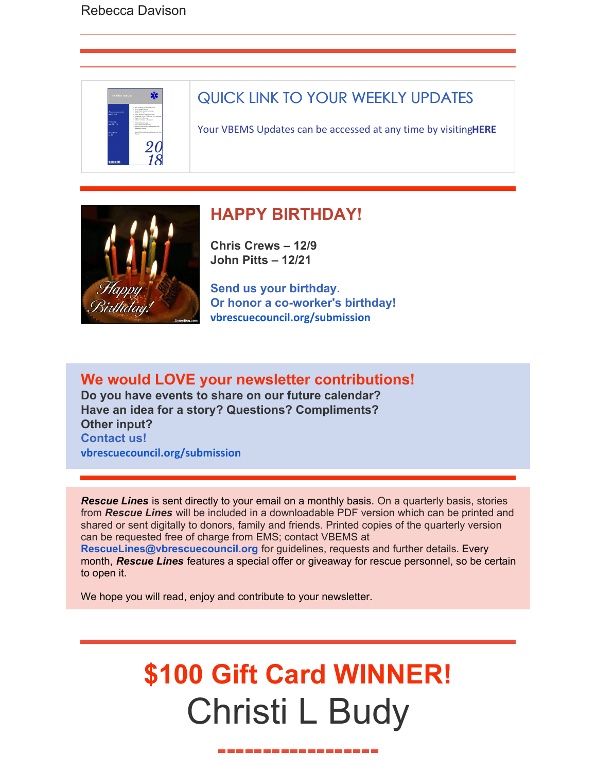Rebecca Davison

## QUICK LINK TO YOUR WEEKLY UPDATES

Your VBEMS Updates can be accessed at any time by visiting**HERE**

## HAPPY BIRTHDAY!

**Chris Crews – 12/9**
**John Pitts – 12/21**

**Send us your birthday.**
**Or honor a co-worker's birthday!**
**vbrescuecouncil.org/submission**

## We would LOVE your newsletter contributions!

**Do you have events to share on our future calendar?**
**Have an idea for a story? Questions? Compliments?**
**Other input?**
**Contact us!**
**vbrescuecouncil.org/submission**

***Rescue Lines*** is sent directly to your email on a monthly basis. On a quarterly basis, stories from ***Rescue Lines*** will be included in a downloadable PDF version which can be printed and shared or sent digitally to donors, family and friends. Printed copies of the quarterly version can be requested free of charge from EMS; contact VBEMS at **RescueLines@vbrescuecouncil.org** for guidelines, requests and further details. Every month, ***Rescue Lines*** features a special offer or giveaway for rescue personnel, so be certain to open it.

We hope you will read, enjoy and contribute to your newsletter.

# $100 Gift Card WINNER!

# Christi L Budy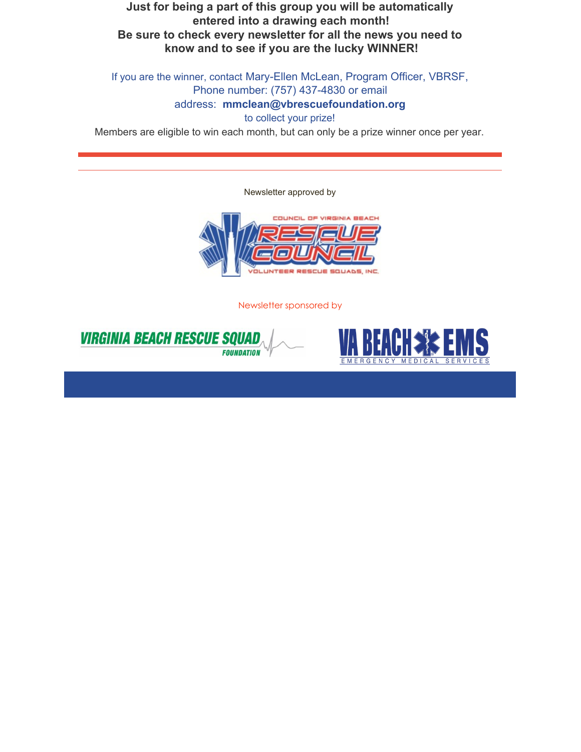**Just for being a part of this group you will be automatically entered into a drawing each month!**
**Be sure to check every newsletter for all the news you need to know and to see if you are the lucky WINNER!**

If you are the winner, contact Mary-Ellen McLean, Program Officer, VBRSF, Phone number: (757) 437-4830 or email address: **mmclean@vbrescuefoundation.org** to collect your prize!

Members are eligible to win each month, but can only be a prize winner once per year.

---

Newsletter approved by

Newsletter sponsored by